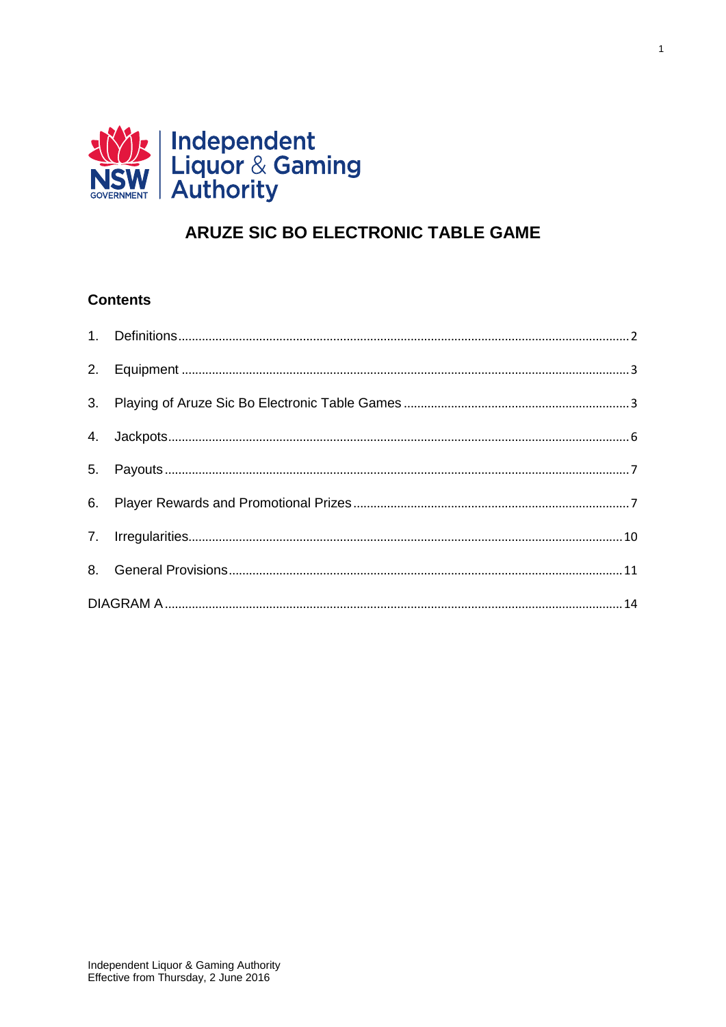# ARUZE SIC BO ELECTRONIC TABLE GAME

## Contents

1. Definitions ........ 2
2. Equipment ........ 3
3. Playing of Aruze Sic Bo Electronic Table Games ........ 3
4. Jackpots ........ 6
5. Payouts ........ 7
6. Player Rewards and Promotional Prizes ........ 7
7. Irregularities ........ 10
8. General Provisions ........ 11

DIAGRAM A ........ 14

Independent Liquor & Gaming Authority
Effective from Thursday, 2 June 2016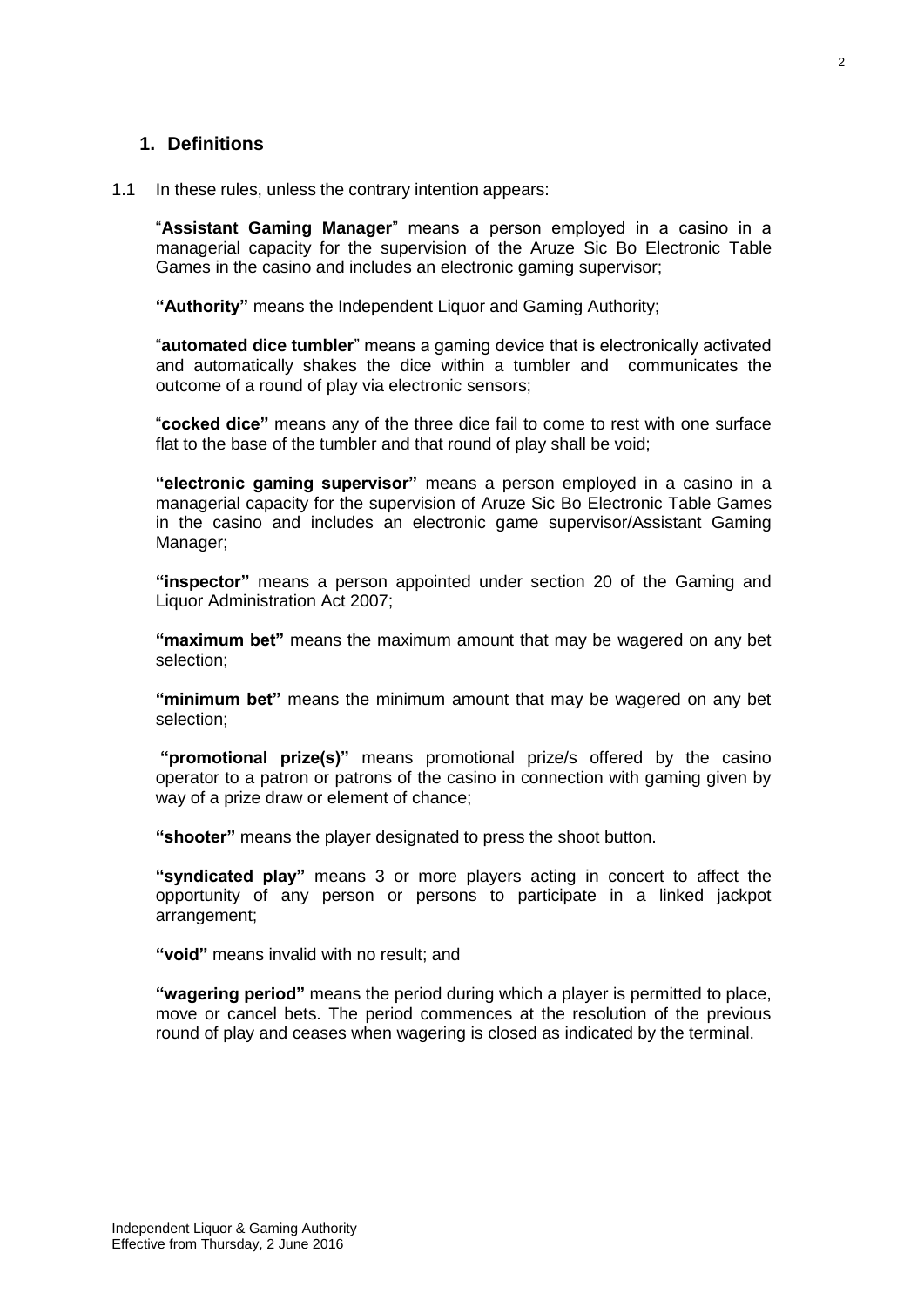## 1. Definitions

1.1 In these rules, unless the contrary intention appears:

"**Assistant Gaming Manager**" means a person employed in a casino in a managerial capacity for the supervision of the Aruze Sic Bo Electronic Table Games in the casino and includes an electronic gaming supervisor;

**"Authority"** means the Independent Liquor and Gaming Authority;

"**automated dice tumbler**" means a gaming device that is electronically activated and automatically shakes the dice within a tumbler and communicates the outcome of a round of play via electronic sensors;

"**cocked dice"** means any of the three dice fail to come to rest with one surface flat to the base of the tumbler and that round of play shall be void;

**"electronic gaming supervisor"** means a person employed in a casino in a managerial capacity for the supervision of Aruze Sic Bo Electronic Table Games in the casino and includes an electronic game supervisor/Assistant Gaming Manager;

**"inspector"** means a person appointed under section 20 of the Gaming and Liquor Administration Act 2007;

**"maximum bet"** means the maximum amount that may be wagered on any bet selection;

**"minimum bet"** means the minimum amount that may be wagered on any bet selection;

**"promotional prize(s)"** means promotional prize/s offered by the casino operator to a patron or patrons of the casino in connection with gaming given by way of a prize draw or element of chance;

**"shooter"** means the player designated to press the shoot button.

**"syndicated play"** means 3 or more players acting in concert to affect the opportunity of any person or persons to participate in a linked jackpot arrangement;

**"void"** means invalid with no result; and

**"wagering period"** means the period during which a player is permitted to place, move or cancel bets. The period commences at the resolution of the previous round of play and ceases when wagering is closed as indicated by the terminal.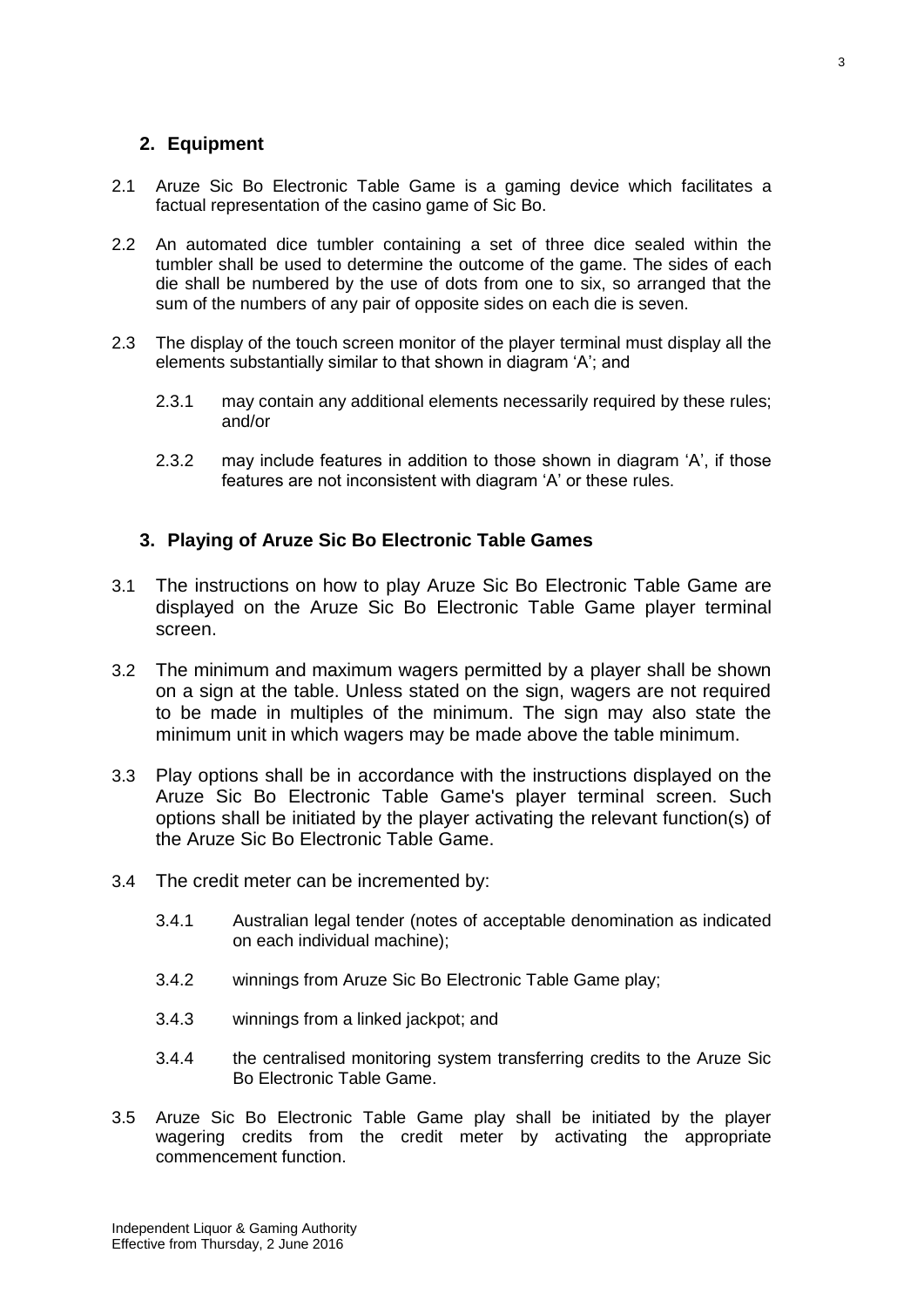## 2. Equipment

2.1 Aruze Sic Bo Electronic Table Game is a gaming device which facilitates a factual representation of the casino game of Sic Bo.

2.2 An automated dice tumbler containing a set of three dice sealed within the tumbler shall be used to determine the outcome of the game. The sides of each die shall be numbered by the use of dots from one to six, so arranged that the sum of the numbers of any pair of opposite sides on each die is seven.

2.3 The display of the touch screen monitor of the player terminal must display all the elements substantially similar to that shown in diagram 'A'; and

2.3.1 may contain any additional elements necessarily required by these rules; and/or

2.3.2 may include features in addition to those shown in diagram 'A', if those features are not inconsistent with diagram 'A' or these rules.

## 3. Playing of Aruze Sic Bo Electronic Table Games

3.1 The instructions on how to play Aruze Sic Bo Electronic Table Game are displayed on the Aruze Sic Bo Electronic Table Game player terminal screen.

3.2 The minimum and maximum wagers permitted by a player shall be shown on a sign at the table. Unless stated on the sign, wagers are not required to be made in multiples of the minimum. The sign may also state the minimum unit in which wagers may be made above the table minimum.

3.3 Play options shall be in accordance with the instructions displayed on the Aruze Sic Bo Electronic Table Game's player terminal screen. Such options shall be initiated by the player activating the relevant function(s) of the Aruze Sic Bo Electronic Table Game.

3.4 The credit meter can be incremented by:

3.4.1 Australian legal tender (notes of acceptable denomination as indicated on each individual machine);

3.4.2 winnings from Aruze Sic Bo Electronic Table Game play;

3.4.3 winnings from a linked jackpot; and

3.4.4 the centralised monitoring system transferring credits to the Aruze Sic Bo Electronic Table Game.

3.5 Aruze Sic Bo Electronic Table Game play shall be initiated by the player wagering credits from the credit meter by activating the appropriate commencement function.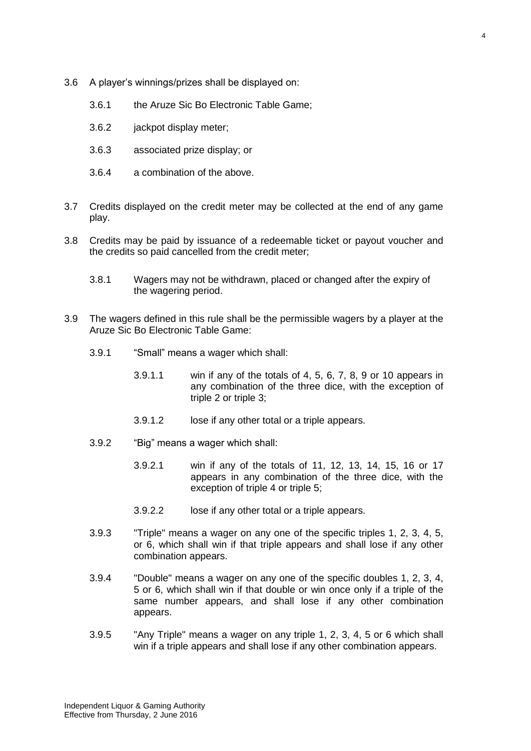3.6 A player's winnings/prizes shall be displayed on:

3.6.1 the Aruze Sic Bo Electronic Table Game;

3.6.2 jackpot display meter;

3.6.3 associated prize display; or

3.6.4 a combination of the above.

3.7 Credits displayed on the credit meter may be collected at the end of any game play.

3.8 Credits may be paid by issuance of a redeemable ticket or payout voucher and the credits so paid cancelled from the credit meter;

3.8.1 Wagers may not be withdrawn, placed or changed after the expiry of the wagering period.

3.9 The wagers defined in this rule shall be the permissible wagers by a player at the Aruze Sic Bo Electronic Table Game:

3.9.1 "Small" means a wager which shall:

3.9.1.1 win if any of the totals of 4, 5, 6, 7, 8, 9 or 10 appears in any combination of the three dice, with the exception of triple 2 or triple 3;

3.9.1.2 lose if any other total or a triple appears.

3.9.2 "Big" means a wager which shall:

3.9.2.1 win if any of the totals of 11, 12, 13, 14, 15, 16 or 17 appears in any combination of the three dice, with the exception of triple 4 or triple 5;

3.9.2.2 lose if any other total or a triple appears.

3.9.3 "Triple" means a wager on any one of the specific triples 1, 2, 3, 4, 5, or 6, which shall win if that triple appears and shall lose if any other combination appears.

3.9.4 "Double" means a wager on any one of the specific doubles 1, 2, 3, 4, 5 or 6, which shall win if that double or win once only if a triple of the same number appears, and shall lose if any other combination appears.

3.9.5 "Any Triple" means a wager on any triple 1, 2, 3, 4, 5 or 6 which shall win if a triple appears and shall lose if any other combination appears.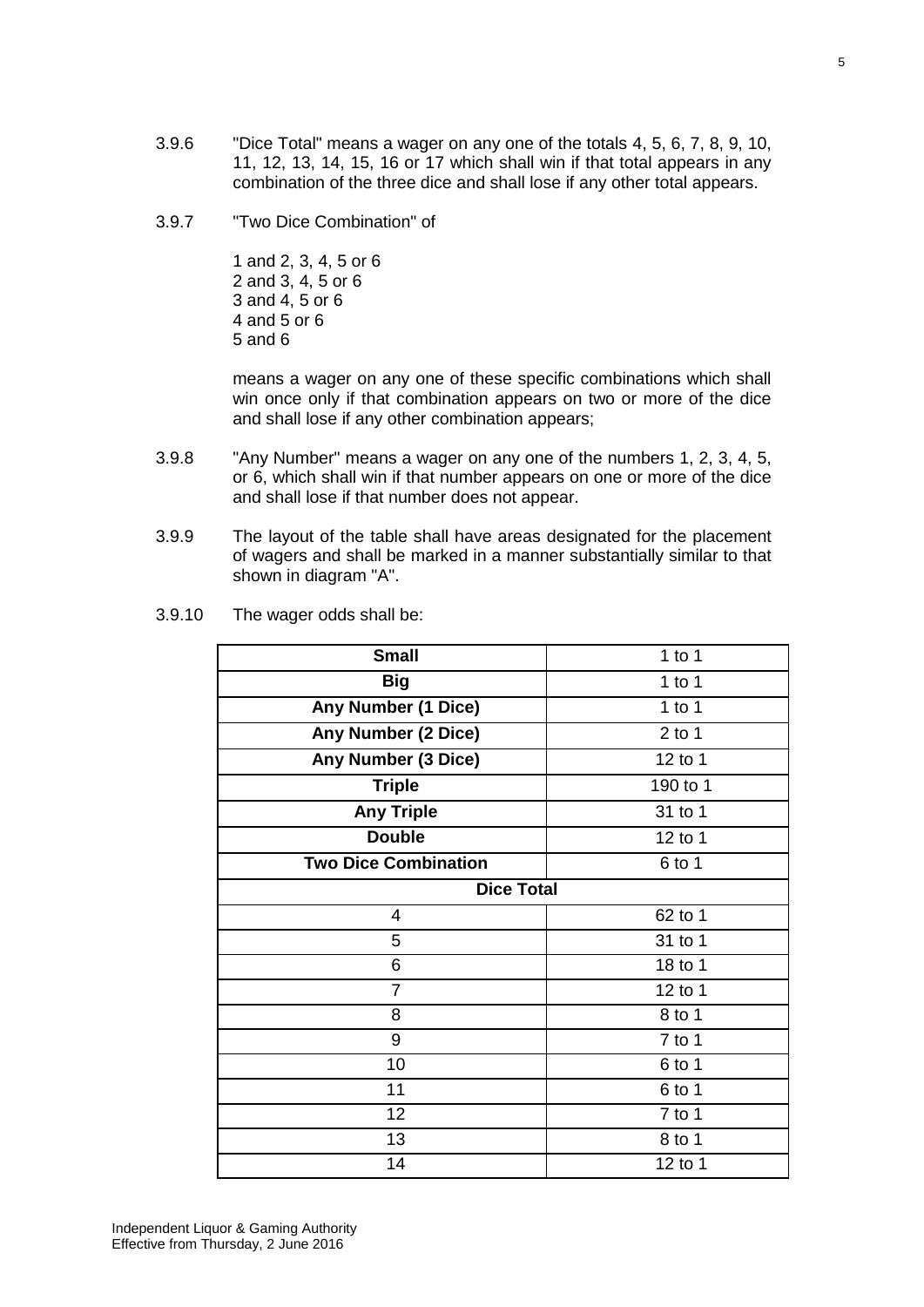3.9.6 "Dice Total" means a wager on any one of the totals 4, 5, 6, 7, 8, 9, 10, 11, 12, 13, 14, 15, 16 or 17 which shall win if that total appears in any combination of the three dice and shall lose if any other total appears.

3.9.7 "Two Dice Combination" of

1 and 2, 3, 4, 5 or 6
2 and 3, 4, 5 or 6
3 and 4, 5 or 6
4 and 5 or 6
5 and 6

means a wager on any one of these specific combinations which shall win once only if that combination appears on two or more of the dice and shall lose if any other combination appears;

3.9.8 "Any Number" means a wager on any one of the numbers 1, 2, 3, 4, 5, or 6, which shall win if that number appears on one or more of the dice and shall lose if that number does not appear.

3.9.9 The layout of the table shall have areas designated for the placement of wagers and shall be marked in a manner substantially similar to that shown in diagram "A".

3.9.10 The wager odds shall be:

| **Small** | 1 to 1 |
|---|---|
| **Big** | 1 to 1 |
| **Any Number (1 Dice)** | 1 to 1 |
| **Any Number (2 Dice)** | 2 to 1 |
| **Any Number (3 Dice)** | 12 to 1 |
| **Triple** | 190 to 1 |
| **Any Triple** | 31 to 1 |
| **Double** | 12 to 1 |
| **Two Dice Combination** | 6 to 1 |
| **Dice Total** | |
| 4 | 62 to 1 |
| 5 | 31 to 1 |
| 6 | 18 to 1 |
| 7 | 12 to 1 |
| 8 | 8 to 1 |
| 9 | 7 to 1 |
| 10 | 6 to 1 |
| 11 | 6 to 1 |
| 12 | 7 to 1 |
| 13 | 8 to 1 |
| 14 | 12 to 1 |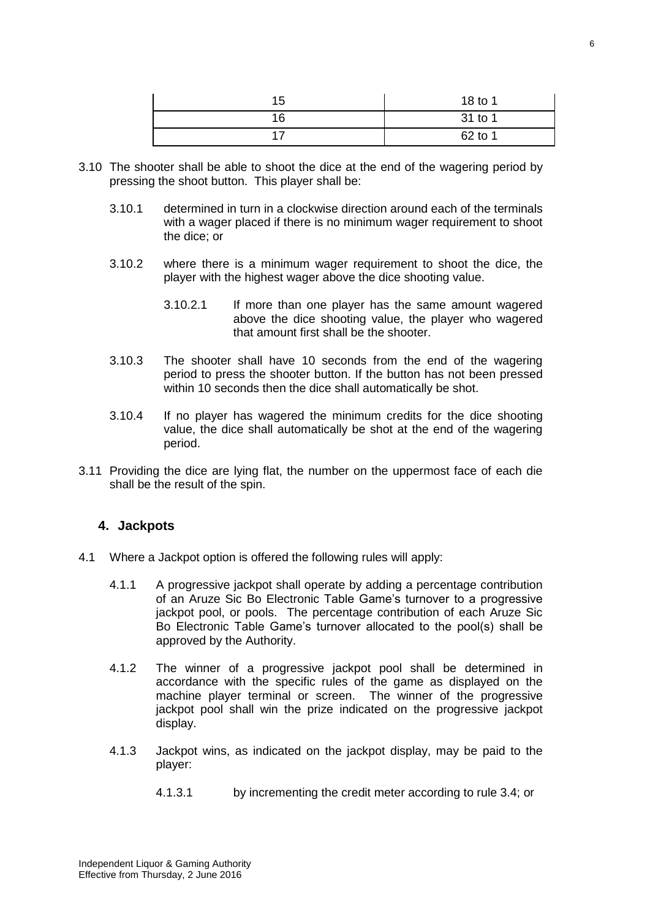| 15 | 18 to 1 |
|---|---|
| 16 | 31 to 1 |
| 17 | 62 to 1 |

3.10 The shooter shall be able to shoot the dice at the end of the wagering period by pressing the shoot button. This player shall be:

3.10.1 determined in turn in a clockwise direction around each of the terminals with a wager placed if there is no minimum wager requirement to shoot the dice; or

3.10.2 where there is a minimum wager requirement to shoot the dice, the player with the highest wager above the dice shooting value.

3.10.2.1 If more than one player has the same amount wagered above the dice shooting value, the player who wagered that amount first shall be the shooter.

3.10.3 The shooter shall have 10 seconds from the end of the wagering period to press the shooter button. If the button has not been pressed within 10 seconds then the dice shall automatically be shot.

3.10.4 If no player has wagered the minimum credits for the dice shooting value, the dice shall automatically be shot at the end of the wagering period.

3.11 Providing the dice are lying flat, the number on the uppermost face of each die shall be the result of the spin.

## 4. Jackpots

4.1 Where a Jackpot option is offered the following rules will apply:

4.1.1 A progressive jackpot shall operate by adding a percentage contribution of an Aruze Sic Bo Electronic Table Game's turnover to a progressive jackpot pool, or pools. The percentage contribution of each Aruze Sic Bo Electronic Table Game's turnover allocated to the pool(s) shall be approved by the Authority.

4.1.2 The winner of a progressive jackpot pool shall be determined in accordance with the specific rules of the game as displayed on the machine player terminal or screen. The winner of the progressive jackpot pool shall win the prize indicated on the progressive jackpot display.

4.1.3 Jackpot wins, as indicated on the jackpot display, may be paid to the player:

4.1.3.1 by incrementing the credit meter according to rule 3.4; or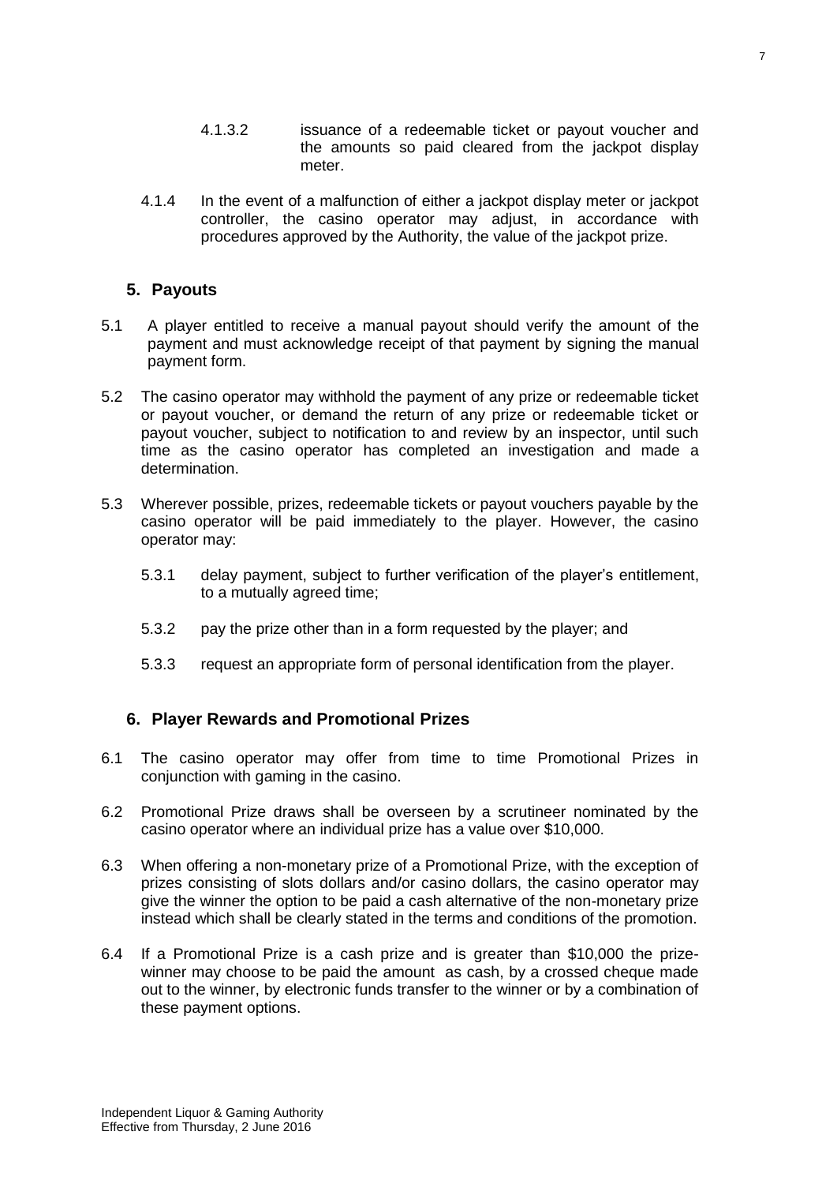4.1.3.2 issuance of a redeemable ticket or payout voucher and the amounts so paid cleared from the jackpot display meter.

4.1.4 In the event of a malfunction of either a jackpot display meter or jackpot controller, the casino operator may adjust, in accordance with procedures approved by the Authority, the value of the jackpot prize.

## 5. Payouts

5.1 A player entitled to receive a manual payout should verify the amount of the payment and must acknowledge receipt of that payment by signing the manual payment form.

5.2 The casino operator may withhold the payment of any prize or redeemable ticket or payout voucher, or demand the return of any prize or redeemable ticket or payout voucher, subject to notification to and review by an inspector, until such time as the casino operator has completed an investigation and made a determination.

5.3 Wherever possible, prizes, redeemable tickets or payout vouchers payable by the casino operator will be paid immediately to the player. However, the casino operator may:

5.3.1 delay payment, subject to further verification of the player's entitlement, to a mutually agreed time;

5.3.2 pay the prize other than in a form requested by the player; and

5.3.3 request an appropriate form of personal identification from the player.

## 6. Player Rewards and Promotional Prizes

6.1 The casino operator may offer from time to time Promotional Prizes in conjunction with gaming in the casino.

6.2 Promotional Prize draws shall be overseen by a scrutineer nominated by the casino operator where an individual prize has a value over $10,000.

6.3 When offering a non-monetary prize of a Promotional Prize, with the exception of prizes consisting of slots dollars and/or casino dollars, the casino operator may give the winner the option to be paid a cash alternative of the non-monetary prize instead which shall be clearly stated in the terms and conditions of the promotion.

6.4 If a Promotional Prize is a cash prize and is greater than $10,000 the prize-winner may choose to be paid the amount as cash, by a crossed cheque made out to the winner, by electronic funds transfer to the winner or by a combination of these payment options.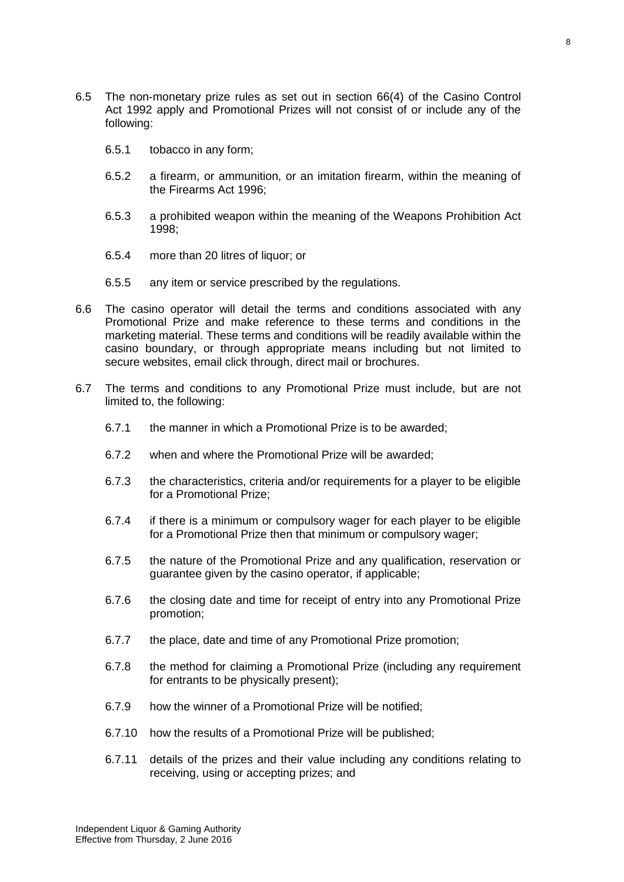6.5 The non-monetary prize rules as set out in section 66(4) of the Casino Control Act 1992 apply and Promotional Prizes will not consist of or include any of the following:

   6.5.1 tobacco in any form;

   6.5.2 a firearm, or ammunition, or an imitation firearm, within the meaning of the Firearms Act 1996;

   6.5.3 a prohibited weapon within the meaning of the Weapons Prohibition Act 1998;

   6.5.4 more than 20 litres of liquor; or

   6.5.5 any item or service prescribed by the regulations.

6.6 The casino operator will detail the terms and conditions associated with any Promotional Prize and make reference to these terms and conditions in the marketing material. These terms and conditions will be readily available within the casino boundary, or through appropriate means including but not limited to secure websites, email click through, direct mail or brochures.

6.7 The terms and conditions to any Promotional Prize must include, but are not limited to, the following:

   6.7.1 the manner in which a Promotional Prize is to be awarded;

   6.7.2 when and where the Promotional Prize will be awarded;

   6.7.3 the characteristics, criteria and/or requirements for a player to be eligible for a Promotional Prize;

   6.7.4 if there is a minimum or compulsory wager for each player to be eligible for a Promotional Prize then that minimum or compulsory wager;

   6.7.5 the nature of the Promotional Prize and any qualification, reservation or guarantee given by the casino operator, if applicable;

   6.7.6 the closing date and time for receipt of entry into any Promotional Prize promotion;

   6.7.7 the place, date and time of any Promotional Prize promotion;

   6.7.8 the method for claiming a Promotional Prize (including any requirement for entrants to be physically present);

   6.7.9 how the winner of a Promotional Prize will be notified;

   6.7.10 how the results of a Promotional Prize will be published;

   6.7.11 details of the prizes and their value including any conditions relating to receiving, using or accepting prizes; and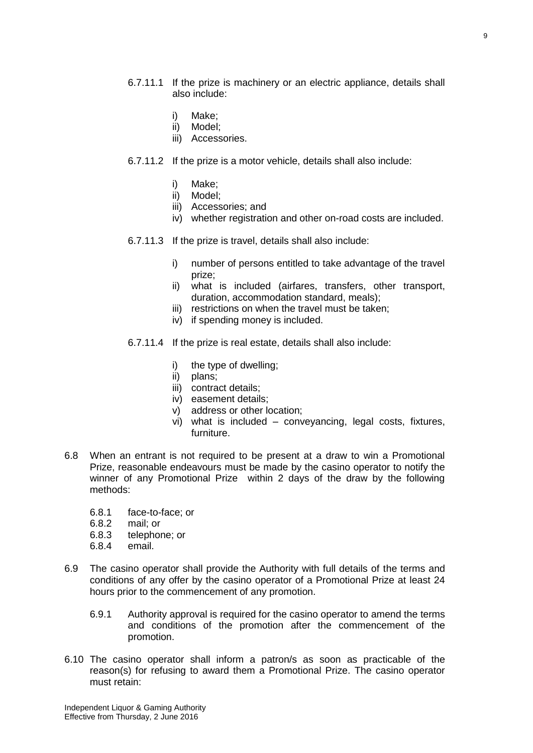6.7.11.1 If the prize is machinery or an electric appliance, details shall also include:

i) Make;
ii) Model;
iii) Accessories.

6.7.11.2 If the prize is a motor vehicle, details shall also include:

i) Make;
ii) Model;
iii) Accessories; and
iv) whether registration and other on-road costs are included.

6.7.11.3 If the prize is travel, details shall also include:

i) number of persons entitled to take advantage of the travel prize;
ii) what is included (airfares, transfers, other transport, duration, accommodation standard, meals);
iii) restrictions on when the travel must be taken;
iv) if spending money is included.

6.7.11.4 If the prize is real estate, details shall also include:

i) the type of dwelling;
ii) plans;
iii) contract details;
iv) easement details;
v) address or other location;
vi) what is included – conveyancing, legal costs, fixtures, furniture.

6.8 When an entrant is not required to be present at a draw to win a Promotional Prize, reasonable endeavours must be made by the casino operator to notify the winner of any Promotional Prize within 2 days of the draw by the following methods:

6.8.1 face-to-face; or
6.8.2 mail; or
6.8.3 telephone; or
6.8.4 email.

6.9 The casino operator shall provide the Authority with full details of the terms and conditions of any offer by the casino operator of a Promotional Prize at least 24 hours prior to the commencement of any promotion.

6.9.1 Authority approval is required for the casino operator to amend the terms and conditions of the promotion after the commencement of the promotion.

6.10 The casino operator shall inform a patron/s as soon as practicable of the reason(s) for refusing to award them a Promotional Prize. The casino operator must retain: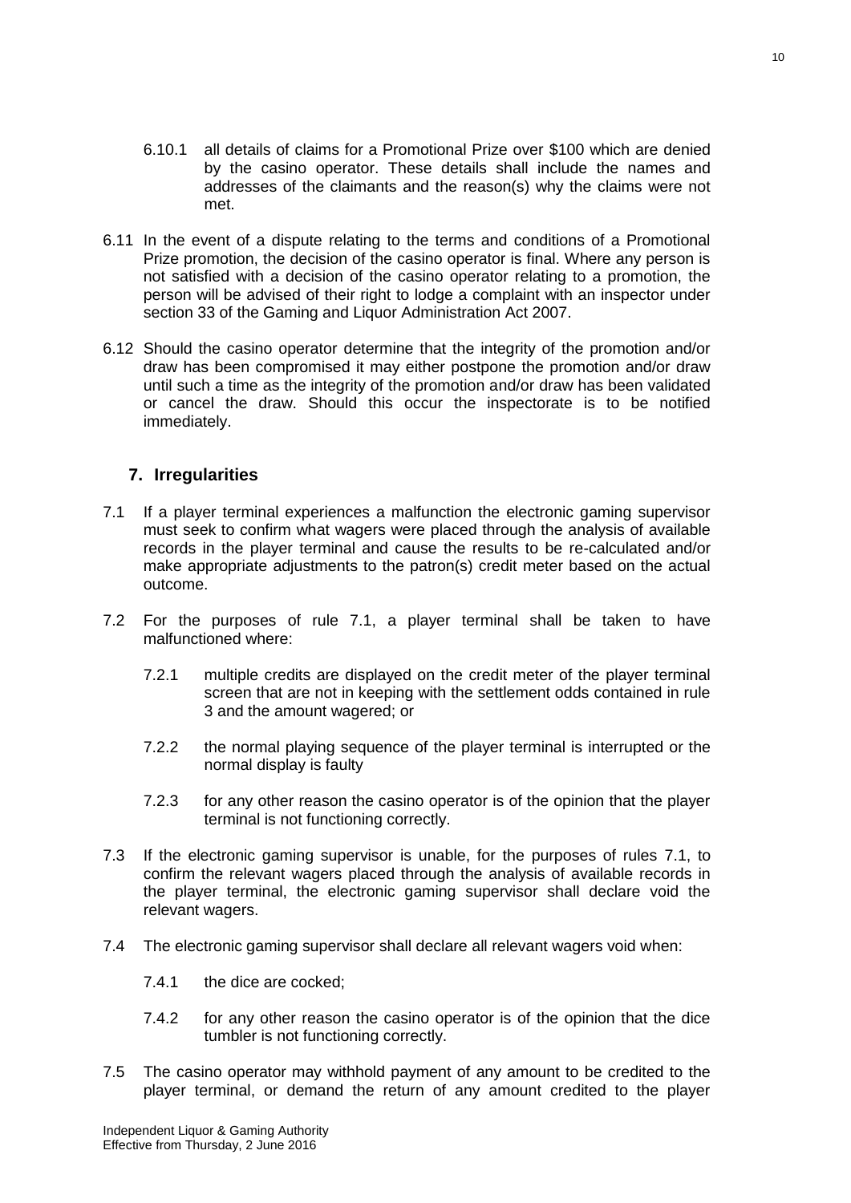6.10.1 all details of claims for a Promotional Prize over $100 which are denied by the casino operator. These details shall include the names and addresses of the claimants and the reason(s) why the claims were not met.

6.11 In the event of a dispute relating to the terms and conditions of a Promotional Prize promotion, the decision of the casino operator is final. Where any person is not satisfied with a decision of the casino operator relating to a promotion, the person will be advised of their right to lodge a complaint with an inspector under section 33 of the Gaming and Liquor Administration Act 2007.

6.12 Should the casino operator determine that the integrity of the promotion and/or draw has been compromised it may either postpone the promotion and/or draw until such a time as the integrity of the promotion and/or draw has been validated or cancel the draw. Should this occur the inspectorate is to be notified immediately.

## 7. Irregularities

7.1 If a player terminal experiences a malfunction the electronic gaming supervisor must seek to confirm what wagers were placed through the analysis of available records in the player terminal and cause the results to be re-calculated and/or make appropriate adjustments to the patron(s) credit meter based on the actual outcome.

7.2 For the purposes of rule 7.1, a player terminal shall be taken to have malfunctioned where:

7.2.1 multiple credits are displayed on the credit meter of the player terminal screen that are not in keeping with the settlement odds contained in rule 3 and the amount wagered; or

7.2.2 the normal playing sequence of the player terminal is interrupted or the normal display is faulty

7.2.3 for any other reason the casino operator is of the opinion that the player terminal is not functioning correctly.

7.3 If the electronic gaming supervisor is unable, for the purposes of rules 7.1, to confirm the relevant wagers placed through the analysis of available records in the player terminal, the electronic gaming supervisor shall declare void the relevant wagers.

7.4 The electronic gaming supervisor shall declare all relevant wagers void when:

7.4.1 the dice are cocked;

7.4.2 for any other reason the casino operator is of the opinion that the dice tumbler is not functioning correctly.

7.5 The casino operator may withhold payment of any amount to be credited to the player terminal, or demand the return of any amount credited to the player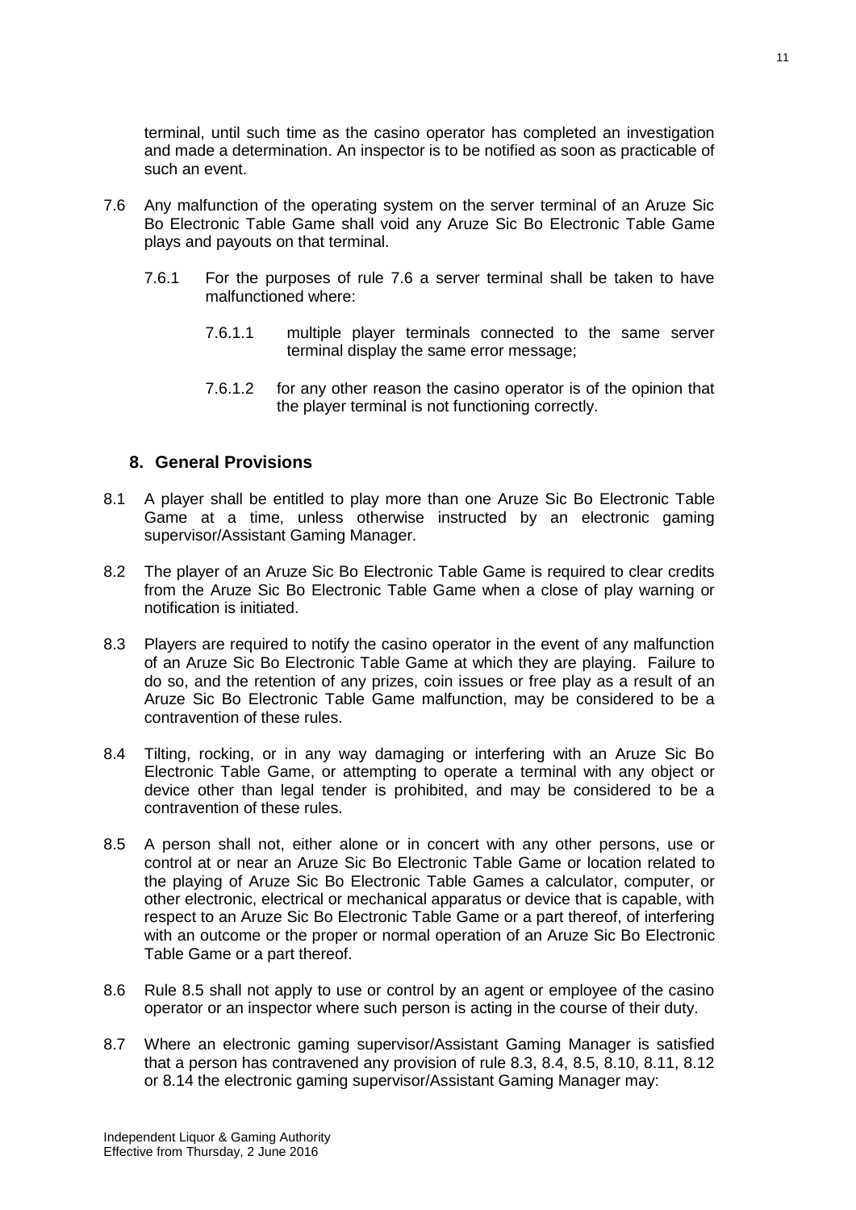terminal, until such time as the casino operator has completed an investigation and made a determination. An inspector is to be notified as soon as practicable of such an event.

7.6 Any malfunction of the operating system on the server terminal of an Aruze Sic Bo Electronic Table Game shall void any Aruze Sic Bo Electronic Table Game plays and payouts on that terminal.

7.6.1 For the purposes of rule 7.6 a server terminal shall be taken to have malfunctioned where:

7.6.1.1 multiple player terminals connected to the same server terminal display the same error message;

7.6.1.2 for any other reason the casino operator is of the opinion that the player terminal is not functioning correctly.

## 8. General Provisions

8.1 A player shall be entitled to play more than one Aruze Sic Bo Electronic Table Game at a time, unless otherwise instructed by an electronic gaming supervisor/Assistant Gaming Manager.

8.2 The player of an Aruze Sic Bo Electronic Table Game is required to clear credits from the Aruze Sic Bo Electronic Table Game when a close of play warning or notification is initiated.

8.3 Players are required to notify the casino operator in the event of any malfunction of an Aruze Sic Bo Electronic Table Game at which they are playing. Failure to do so, and the retention of any prizes, coin issues or free play as a result of an Aruze Sic Bo Electronic Table Game malfunction, may be considered to be a contravention of these rules.

8.4 Tilting, rocking, or in any way damaging or interfering with an Aruze Sic Bo Electronic Table Game, or attempting to operate a terminal with any object or device other than legal tender is prohibited, and may be considered to be a contravention of these rules.

8.5 A person shall not, either alone or in concert with any other persons, use or control at or near an Aruze Sic Bo Electronic Table Game or location related to the playing of Aruze Sic Bo Electronic Table Games a calculator, computer, or other electronic, electrical or mechanical apparatus or device that is capable, with respect to an Aruze Sic Bo Electronic Table Game or a part thereof, of interfering with an outcome or the proper or normal operation of an Aruze Sic Bo Electronic Table Game or a part thereof.

8.6 Rule 8.5 shall not apply to use or control by an agent or employee of the casino operator or an inspector where such person is acting in the course of their duty.

8.7 Where an electronic gaming supervisor/Assistant Gaming Manager is satisfied that a person has contravened any provision of rule 8.3, 8.4, 8.5, 8.10, 8.11, 8.12 or 8.14 the electronic gaming supervisor/Assistant Gaming Manager may: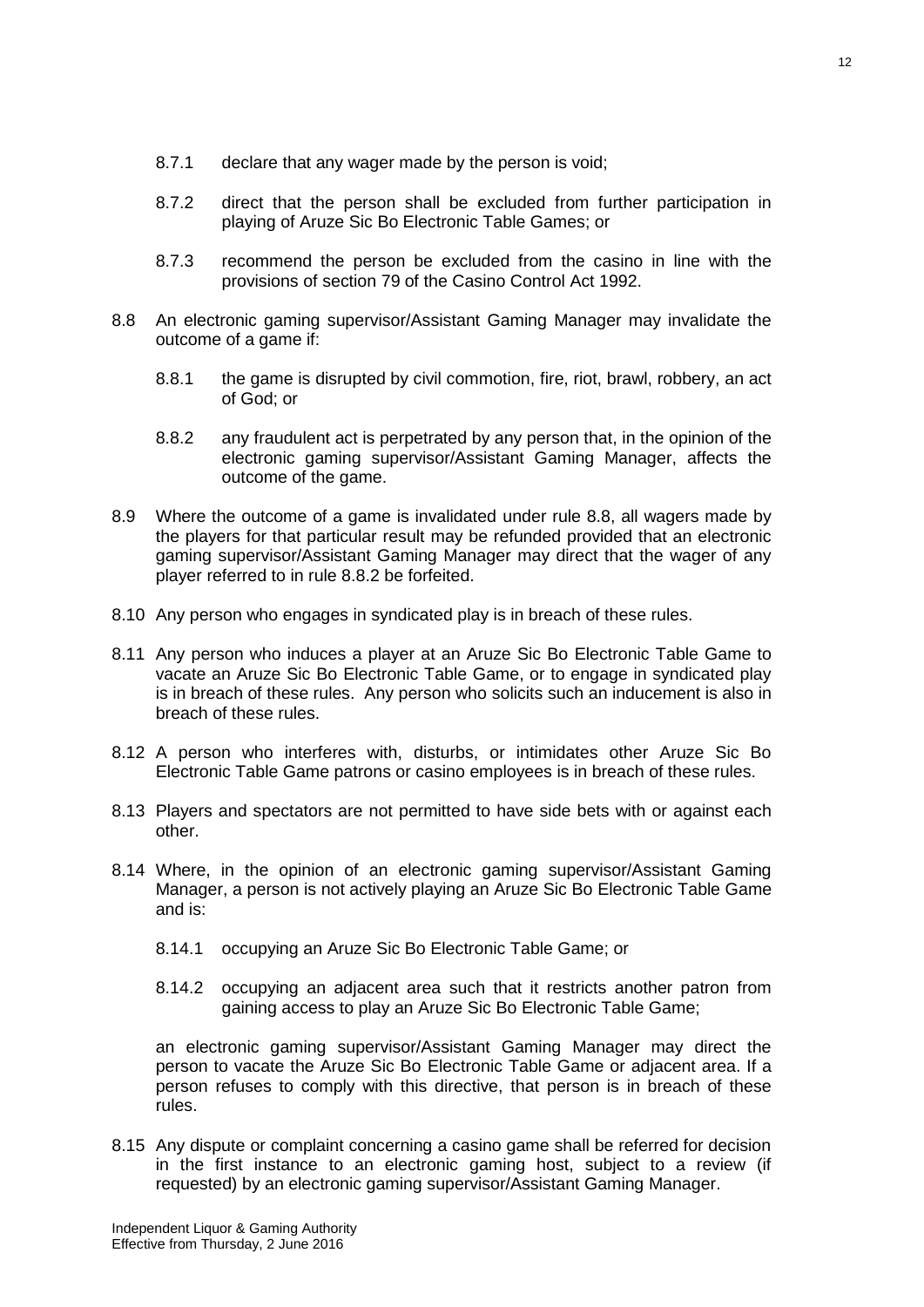8.7.1 declare that any wager made by the person is void;

8.7.2 direct that the person shall be excluded from further participation in playing of Aruze Sic Bo Electronic Table Games; or

8.7.3 recommend the person be excluded from the casino in line with the provisions of section 79 of the Casino Control Act 1992.

8.8 An electronic gaming supervisor/Assistant Gaming Manager may invalidate the outcome of a game if:

8.8.1 the game is disrupted by civil commotion, fire, riot, brawl, robbery, an act of God; or

8.8.2 any fraudulent act is perpetrated by any person that, in the opinion of the electronic gaming supervisor/Assistant Gaming Manager, affects the outcome of the game.

8.9 Where the outcome of a game is invalidated under rule 8.8, all wagers made by the players for that particular result may be refunded provided that an electronic gaming supervisor/Assistant Gaming Manager may direct that the wager of any player referred to in rule 8.8.2 be forfeited.

8.10 Any person who engages in syndicated play is in breach of these rules.

8.11 Any person who induces a player at an Aruze Sic Bo Electronic Table Game to vacate an Aruze Sic Bo Electronic Table Game, or to engage in syndicated play is in breach of these rules. Any person who solicits such an inducement is also in breach of these rules.

8.12 A person who interferes with, disturbs, or intimidates other Aruze Sic Bo Electronic Table Game patrons or casino employees is in breach of these rules.

8.13 Players and spectators are not permitted to have side bets with or against each other.

8.14 Where, in the opinion of an electronic gaming supervisor/Assistant Gaming Manager, a person is not actively playing an Aruze Sic Bo Electronic Table Game and is:

8.14.1 occupying an Aruze Sic Bo Electronic Table Game; or

8.14.2 occupying an adjacent area such that it restricts another patron from gaining access to play an Aruze Sic Bo Electronic Table Game;

an electronic gaming supervisor/Assistant Gaming Manager may direct the person to vacate the Aruze Sic Bo Electronic Table Game or adjacent area. If a person refuses to comply with this directive, that person is in breach of these rules.

8.15 Any dispute or complaint concerning a casino game shall be referred for decision in the first instance to an electronic gaming host, subject to a review (if requested) by an electronic gaming supervisor/Assistant Gaming Manager.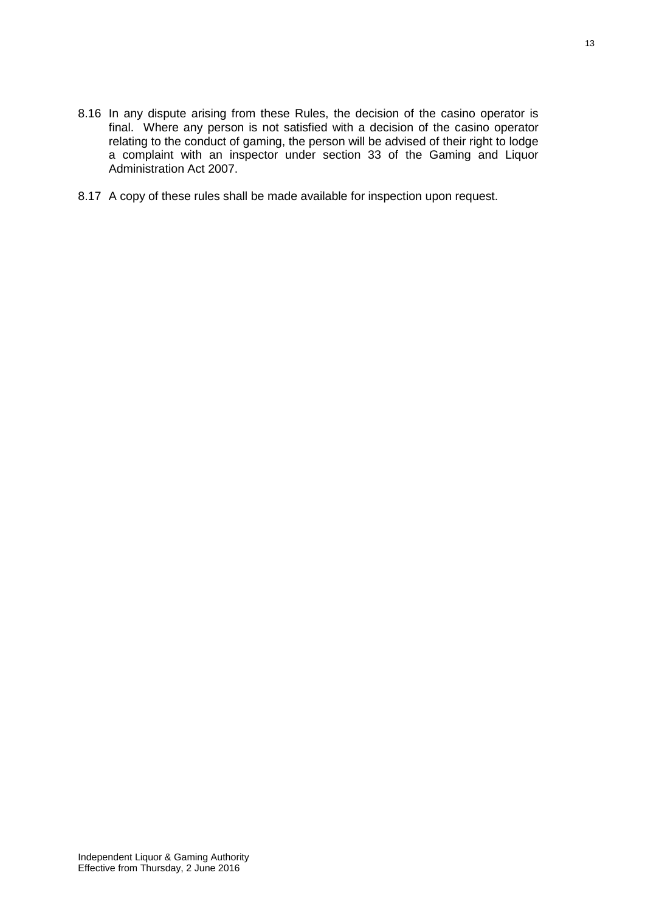8.16 In any dispute arising from these Rules, the decision of the casino operator is final. Where any person is not satisfied with a decision of the casino operator relating to the conduct of gaming, the person will be advised of their right to lodge a complaint with an inspector under section 33 of the Gaming and Liquor Administration Act 2007.

8.17 A copy of these rules shall be made available for inspection upon request.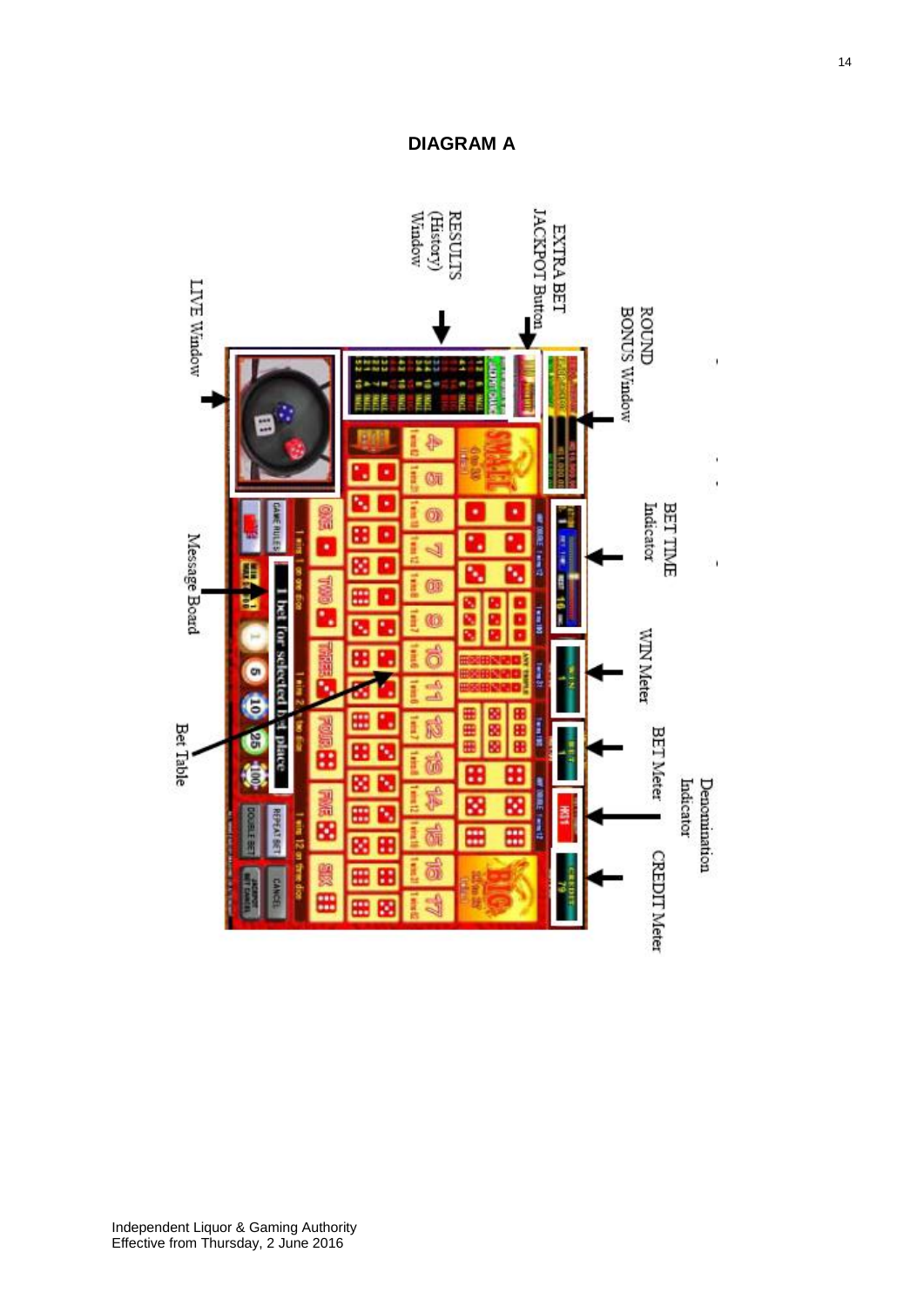**DIAGRAM A**

ROUND BONUS Window

EXTRA BET JACKPOT Button

RESULTS (History) Window

LIVE Window

BET TIME Indicator

WIN Meter

BET Meter

Denomination Indicator

CREDIT Meter

Message Board

Bet Table